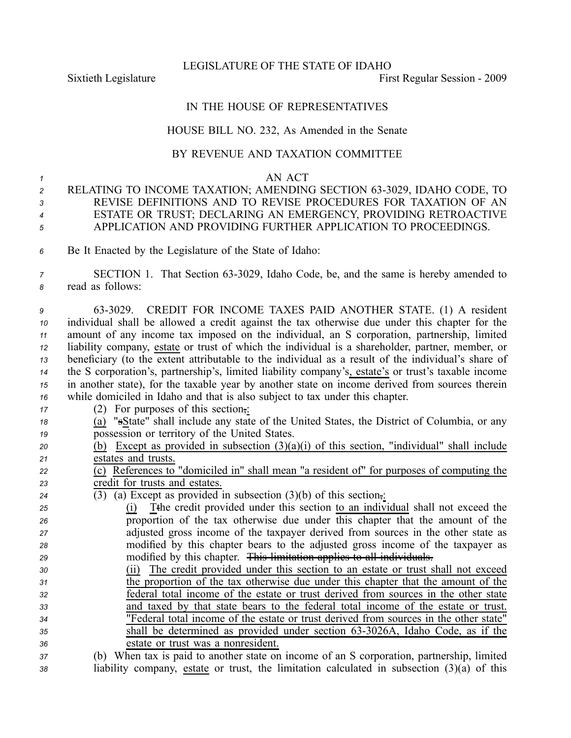LEGISLATURE OF THE STATE OF IDAHO

Sixtieth Legislature First Regular Session - 2009

IN THE HOUSE OF REPRESENTATIVES

HOUSE BILL NO. 232, As Amended in the Senate

BY REVENUE AND TAXATION COMMITTEE

AN ACT

RELATING TO INCOME TAXATION; AMENDING SECTION 63-3029, IDAHO CODE, TO REVISE DEFINITIONS AND TO REVISE PROCEDURES FOR TAXATION OF AN ESTATE OR TRUST; DECLARING AN EMERGENCY, PROVIDING RETROACTIVE APPLICATION AND PROVIDING FURTHER APPLICATION TO PROCEEDINGS.

Be It Enacted by the Legislature of the State of Idaho:

SECTION 1. That Section 63-3029, Idaho Code, be, and the same is hereby amended to read as follows:

63-3029. CREDIT FOR INCOME TAXES PAID ANOTHER STATE. (1) A resident individual shall be allowed a credit against the tax otherwise due under this chapter for the amount of any income tax imposed on the individual, an S corporation, partnership, limited liability company, estate or trust of which the individual is a shareholder, partner, member, or beneficiary (to the extent attributable to the individual as a result of the individual's share of the S corporation's, partnership's, limited liability company's, estate's or trust's taxable income in another state), for the taxable year by another state on income derived from sources therein while domiciled in Idaho and that is also subject to tax under this chapter.

(2) For purposes of this section~~,~~:

(a) "~~s~~State" shall include any state of the United States, the District of Columbia, or any possession or territory of the United States.

(b) Except as provided in subsection (3)(a)(i) of this section, "individual" shall include estates and trusts.

(c) References to "domiciled in" shall mean "a resident of" for purposes of computing the credit for trusts and estates.

(3) (a) Except as provided in subsection (3)(b) of this section~~,~~:

(i) T~~t~~he credit provided under this section to an individual shall not exceed the proportion of the tax otherwise due under this chapter that the amount of the adjusted gross income of the taxpayer derived from sources in the other state as modified by this chapter bears to the adjusted gross income of the taxpayer as modified by this chapter. ~~This limitation applies to all individuals.~~

(ii) The credit provided under this section to an estate or trust shall not exceed the proportion of the tax otherwise due under this chapter that the amount of the federal total income of the estate or trust derived from sources in the other state and taxed by that state bears to the federal total income of the estate or trust. "Federal total income of the estate or trust derived from sources in the other state" shall be determined as provided under section 63-3026A, Idaho Code, as if the estate or trust was a nonresident.

(b) When tax is paid to another state on income of an S corporation, partnership, limited liability company, estate or trust, the limitation calculated in subsection (3)(a) of this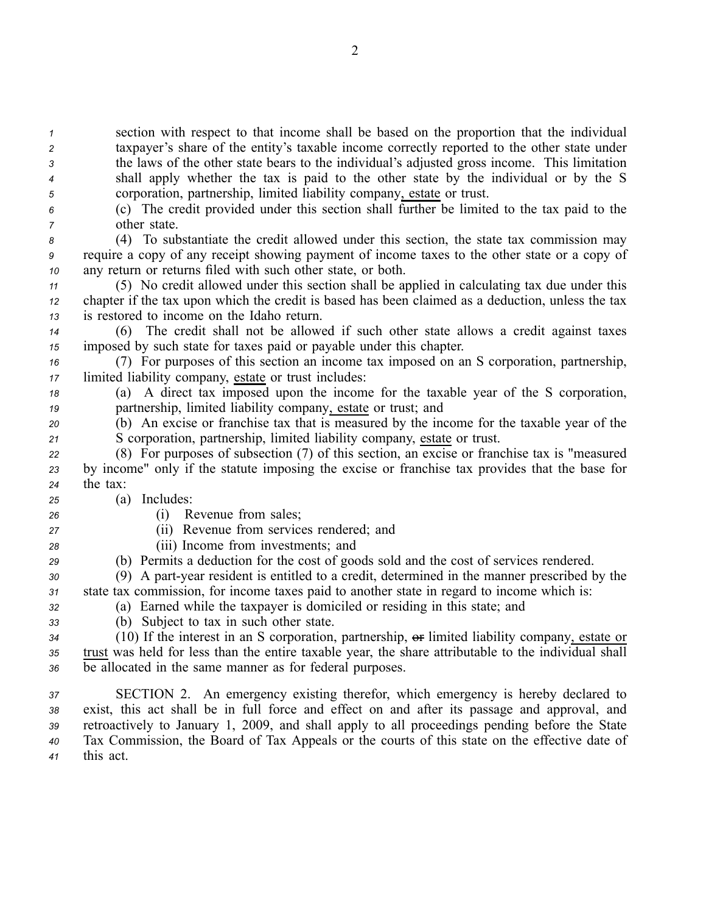section with respect to that income shall be based on the proportion that the individual taxpayer's share of the entity's taxable income correctly reported to the other state under the laws of the other state bears to the individual's adjusted gross income. This limitation shall apply whether the tax is paid to the other state by the individual or by the S corporation, partnership, limited liability company, estate or trust.

(c) The credit provided under this section shall further be limited to the tax paid to the other state.

(4) To substantiate the credit allowed under this section, the state tax commission may require a copy of any receipt showing payment of income taxes to the other state or a copy of any return or returns filed with such other state, or both.

(5) No credit allowed under this section shall be applied in calculating tax due under this chapter if the tax upon which the credit is based has been claimed as a deduction, unless the tax is restored to income on the Idaho return.

(6) The credit shall not be allowed if such other state allows a credit against taxes imposed by such state for taxes paid or payable under this chapter.

(7) For purposes of this section an income tax imposed on an S corporation, partnership, limited liability company, estate or trust includes:

(a) A direct tax imposed upon the income for the taxable year of the S corporation, partnership, limited liability company, estate or trust; and

(b) An excise or franchise tax that is measured by the income for the taxable year of the S corporation, partnership, limited liability company, estate or trust.

(8) For purposes of subsection (7) of this section, an excise or franchise tax is "measured by income" only if the statute imposing the excise or franchise tax provides that the base for the tax:

(a) Includes:

(i) Revenue from sales;

(ii) Revenue from services rendered; and

(iii) Income from investments; and

(b) Permits a deduction for the cost of goods sold and the cost of services rendered.

(9) A part-year resident is entitled to a credit, determined in the manner prescribed by the state tax commission, for income taxes paid to another state in regard to income which is:

(a) Earned while the taxpayer is domiciled or residing in this state; and

(b) Subject to tax in such other state.

(10) If the interest in an S corporation, partnership, ~~or~~ limited liability company, estate or trust was held for less than the entire taxable year, the share attributable to the individual shall be allocated in the same manner as for federal purposes.

SECTION 2. An emergency existing therefor, which emergency is hereby declared to exist, this act shall be in full force and effect on and after its passage and approval, and retroactively to January 1, 2009, and shall apply to all proceedings pending before the State Tax Commission, the Board of Tax Appeals or the courts of this state on the effective date of this act.